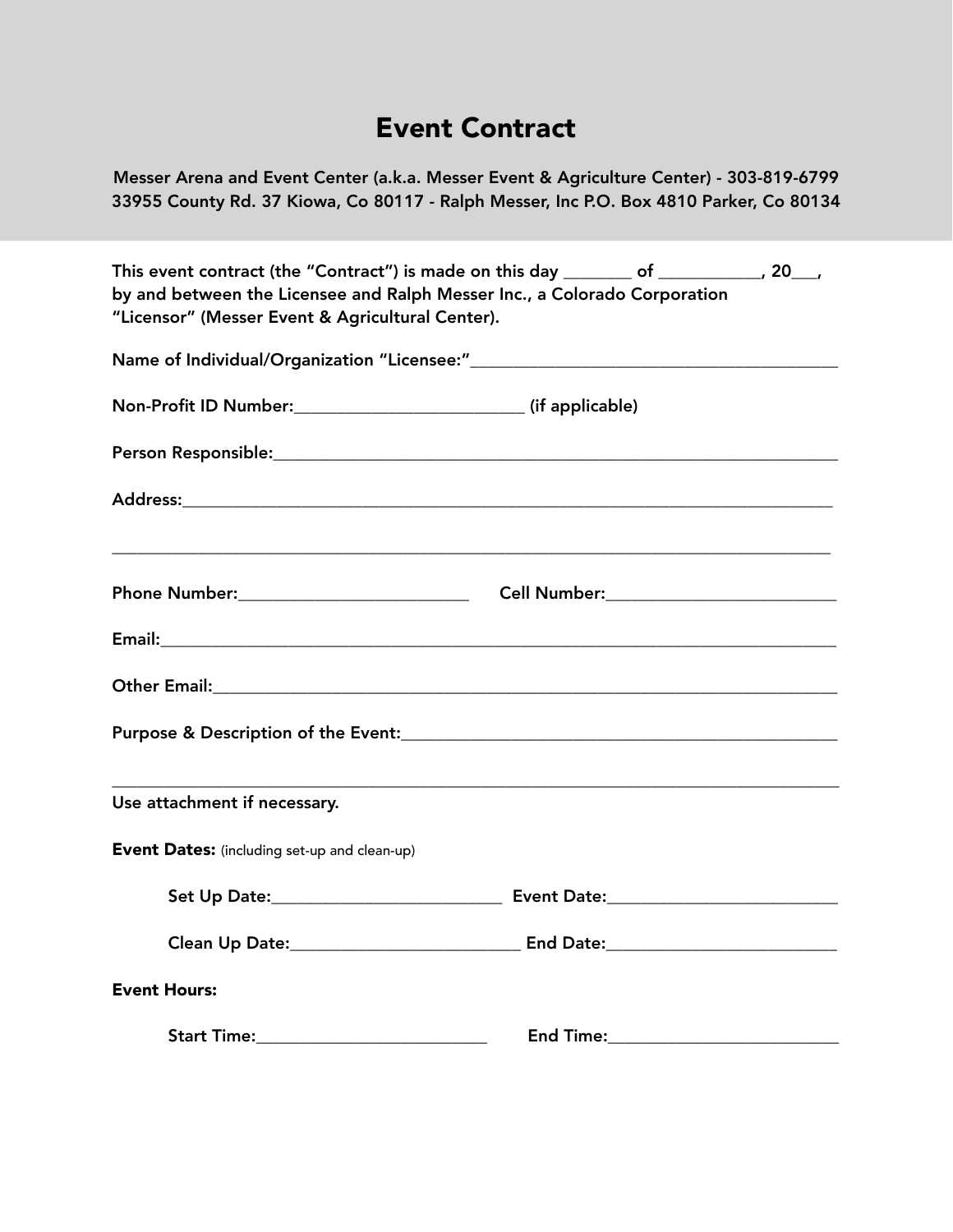# Event Contract

**Messer Arena and Event Center (a.k.a. Messer Event & Agriculture Center) - 303-819-6799**
**33955 County Rd. 37 Kiowa, Co 80117 - Ralph Messer, Inc P.O. Box 4810 Parker, Co 80134**

**This event contract (the "Contract") is made on this day _______ of ___________, 20___, by and between the Licensee and Ralph Messer Inc., a Colorado Corporation "Licensor" (Messer Event & Agricultural Center).**

**Name of Individual/Organization "Licensee:"**_________________________________________

**Non-Profit ID Number:**__________________________ **(if applicable)**

**Person Responsible:**_____________________________________________________________

**Address:**______________________________________________________________________

__________________________________________________________________________________

**Phone Number:**__________________________ **Cell Number:**__________________________

**Email:**________________________________________________________________________

**Other Email:**____________________________________________________________________

**Purpose & Description of the Event:**_______________________________________________

__________________________________________________________________________________

**Use attachment if necessary.**

**Event Dates:** (including set-up and clean-up)

**Set Up Date:**__________________________ **Event Date:**__________________________

**Clean Up Date:**__________________________ **End Date:**__________________________

**Event Hours:**

**Start Time:**__________________________ **End Time:**__________________________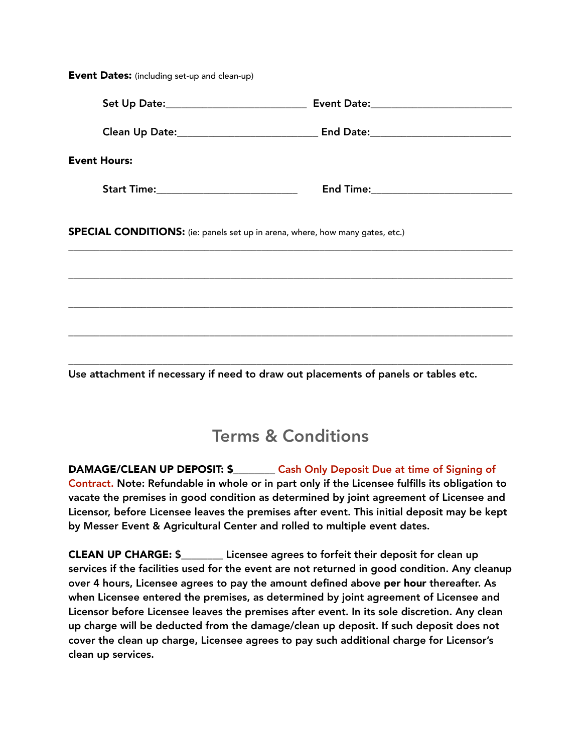**Event Dates:** (including set-up and clean-up)

**Set Up Date:**_________________________ **Event Date:**_________________________

**Clean Up Date:**_________________________ **End Date:**_________________________

**Event Hours:**

**Start Time:**_________________________ **End Time:**_________________________

**SPECIAL CONDITIONS:** (ie: panels set up in arena, where, how many gates, etc.)

_______________________________________________________________________________

_______________________________________________________________________________

_______________________________________________________________________________

_______________________________________________________________________________

_______________________________________________________________________________

**Use attachment if necessary if need to draw out placements of panels or tables etc.**

## Terms & Conditions

**DAMAGE/CLEAN UP DEPOSIT: $_______ Cash Only Deposit Due at time of Signing of Contract. Note: Refundable in whole or in part only if the Licensee fulfills its obligation to vacate the premises in good condition as determined by joint agreement of Licensee and Licensor, before Licensee leaves the premises after event. This initial deposit may be kept by Messer Event & Agricultural Center and rolled to multiple event dates.**

**CLEAN UP CHARGE: $_______ Licensee agrees to forfeit their deposit for clean up services if the facilities used for the event are not returned in good condition. Any cleanup over 4 hours, Licensee agrees to pay the amount defined above per hour thereafter. As when Licensee entered the premises, as determined by joint agreement of Licensee and Licensor before Licensee leaves the premises after event. In its sole discretion. Any clean up charge will be deducted from the damage/clean up deposit. If such deposit does not cover the clean up charge, Licensee agrees to pay such additional charge for Licensor's clean up services.**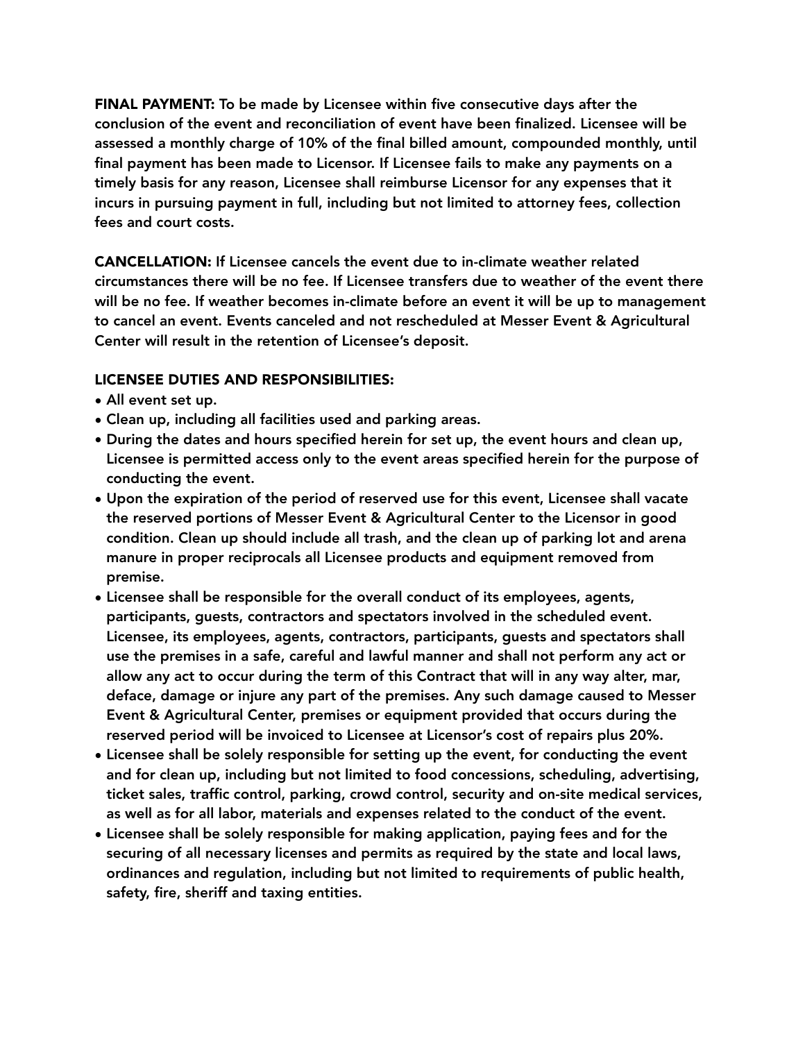**FINAL PAYMENT:** To be made by Licensee within five consecutive days after the conclusion of the event and reconciliation of event have been finalized. Licensee will be assessed a monthly charge of 10% of the final billed amount, compounded monthly, until final payment has been made to Licensor. If Licensee fails to make any payments on a timely basis for any reason, Licensee shall reimburse Licensor for any expenses that it incurs in pursuing payment in full, including but not limited to attorney fees, collection fees and court costs.

**CANCELLATION:** If Licensee cancels the event due to in-climate weather related circumstances there will be no fee. If Licensee transfers due to weather of the event there will be no fee. If weather becomes in-climate before an event it will be up to management to cancel an event. Events canceled and not rescheduled at Messer Event & Agricultural Center will result in the retention of Licensee's deposit.

**LICENSEE DUTIES AND RESPONSIBILITIES:**

- All event set up.
- Clean up, including all facilities used and parking areas.
- During the dates and hours specified herein for set up, the event hours and clean up, Licensee is permitted access only to the event areas specified herein for the purpose of conducting the event.
- Upon the expiration of the period of reserved use for this event, Licensee shall vacate the reserved portions of Messer Event & Agricultural Center to the Licensor in good condition. Clean up should include all trash, and the clean up of parking lot and arena manure in proper reciprocals all Licensee products and equipment removed from premise.
- Licensee shall be responsible for the overall conduct of its employees, agents, participants, guests, contractors and spectators involved in the scheduled event. Licensee, its employees, agents, contractors, participants, guests and spectators shall use the premises in a safe, careful and lawful manner and shall not perform any act or allow any act to occur during the term of this Contract that will in any way alter, mar, deface, damage or injure any part of the premises. Any such damage caused to Messer Event & Agricultural Center, premises or equipment provided that occurs during the reserved period will be invoiced to Licensee at Licensor's cost of repairs plus 20%.
- Licensee shall be solely responsible for setting up the event, for conducting the event and for clean up, including but not limited to food concessions, scheduling, advertising, ticket sales, traffic control, parking, crowd control, security and on-site medical services, as well as for all labor, materials and expenses related to the conduct of the event.
- Licensee shall be solely responsible for making application, paying fees and for the securing of all necessary licenses and permits as required by the state and local laws, ordinances and regulation, including but not limited to requirements of public health, safety, fire, sheriff and taxing entities.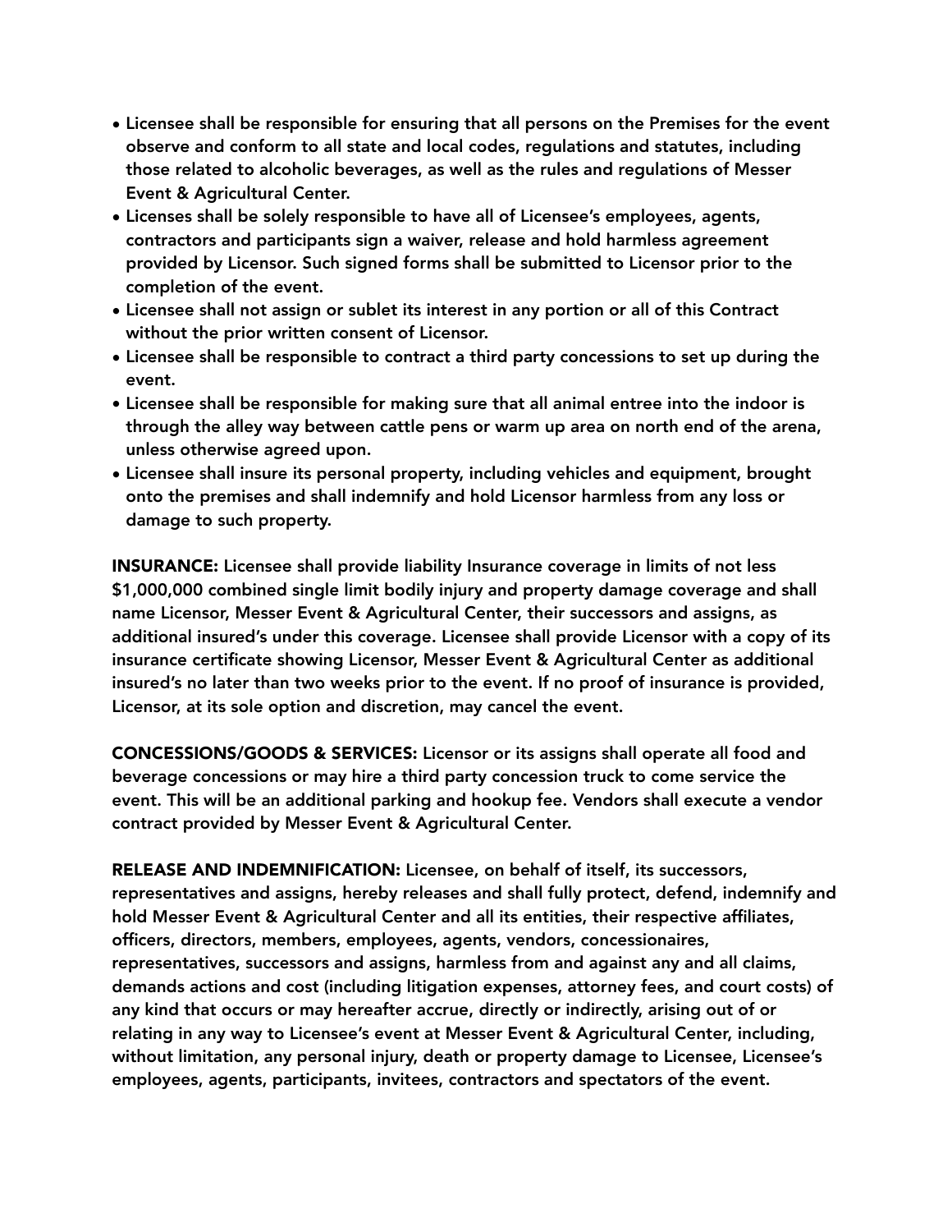- Licensee shall be responsible for ensuring that all persons on the Premises for the event observe and conform to all state and local codes, regulations and statutes, including those related to alcoholic beverages, as well as the rules and regulations of Messer Event & Agricultural Center.
- Licenses shall be solely responsible to have all of Licensee's employees, agents, contractors and participants sign a waiver, release and hold harmless agreement provided by Licensor. Such signed forms shall be submitted to Licensor prior to the completion of the event.
- Licensee shall not assign or sublet its interest in any portion or all of this Contract without the prior written consent of Licensor.
- Licensee shall be responsible to contract a third party concessions to set up during the event.
- Licensee shall be responsible for making sure that all animal entree into the indoor is through the alley way between cattle pens or warm up area on north end of the arena, unless otherwise agreed upon.
- Licensee shall insure its personal property, including vehicles and equipment, brought onto the premises and shall indemnify and hold Licensor harmless from any loss or damage to such property.

**INSURANCE:** Licensee shall provide liability Insurance coverage in limits of not less $1,000,000 combined single limit bodily injury and property damage coverage and shall name Licensor, Messer Event & Agricultural Center, their successors and assigns, as additional insured's under this coverage. Licensee shall provide Licensor with a copy of its insurance certificate showing Licensor, Messer Event & Agricultural Center as additional insured's no later than two weeks prior to the event. If no proof of insurance is provided, Licensor, at its sole option and discretion, may cancel the event.

**CONCESSIONS/GOODS & SERVICES:** Licensor or its assigns shall operate all food and beverage concessions or may hire a third party concession truck to come service the event. This will be an additional parking and hookup fee. Vendors shall execute a vendor contract provided by Messer Event & Agricultural Center.

**RELEASE AND INDEMNIFICATION:** Licensee, on behalf of itself, its successors, representatives and assigns, hereby releases and shall fully protect, defend, indemnify and hold Messer Event & Agricultural Center and all its entities, their respective affiliates, officers, directors, members, employees, agents, vendors, concessionaires, representatives, successors and assigns, harmless from and against any and all claims, demands actions and cost (including litigation expenses, attorney fees, and court costs) of any kind that occurs or may hereafter accrue, directly or indirectly, arising out of or relating in any way to Licensee's event at Messer Event & Agricultural Center, including, without limitation, any personal injury, death or property damage to Licensee, Licensee's employees, agents, participants, invitees, contractors and spectators of the event.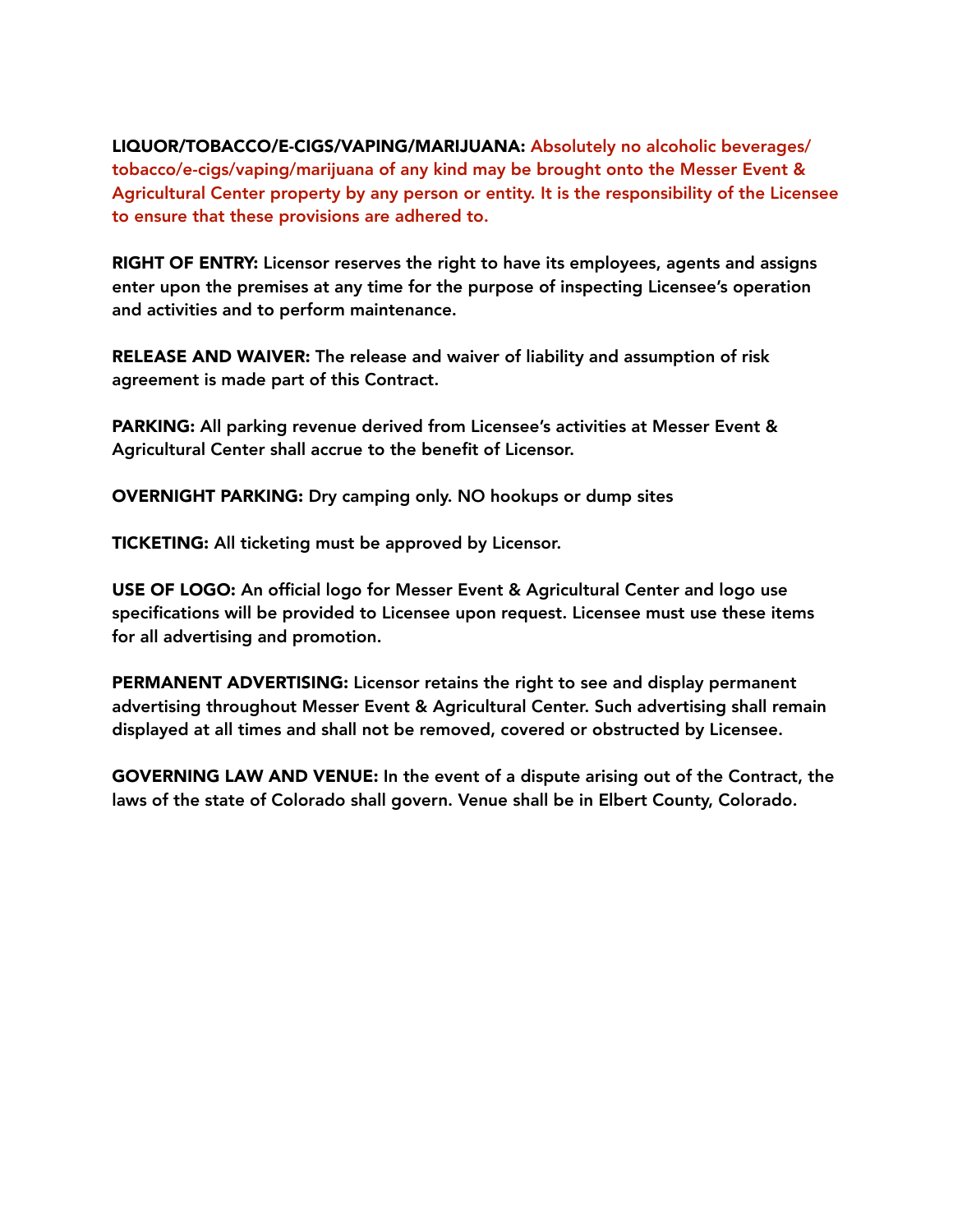**LIQUOR/TOBACCO/E-CIGS/VAPING/MARIJUANA:** **Absolutely no alcoholic beverages/tobacco/e-cigs/vaping/marijuana of any kind may be brought onto the Messer Event & Agricultural Center property by any person or entity. It is the responsibility of the Licensee to ensure that these provisions are adhered to.**

**RIGHT OF ENTRY:** Licensor reserves the right to have its employees, agents and assigns enter upon the premises at any time for the purpose of inspecting Licensee's operation and activities and to perform maintenance.

**RELEASE AND WAIVER:** The release and waiver of liability and assumption of risk agreement is made part of this Contract.

**PARKING:** All parking revenue derived from Licensee's activities at Messer Event & Agricultural Center shall accrue to the benefit of Licensor.

**OVERNIGHT PARKING:** Dry camping only. NO hookups or dump sites

**TICKETING:** All ticketing must be approved by Licensor.

**USE OF LOGO:** An official logo for Messer Event & Agricultural Center and logo use specifications will be provided to Licensee upon request. Licensee must use these items for all advertising and promotion.

**PERMANENT ADVERTISING:** Licensor retains the right to see and display permanent advertising throughout Messer Event & Agricultural Center. Such advertising shall remain displayed at all times and shall not be removed, covered or obstructed by Licensee.

**GOVERNING LAW AND VENUE:** In the event of a dispute arising out of the Contract, the laws of the state of Colorado shall govern. Venue shall be in Elbert County, Colorado.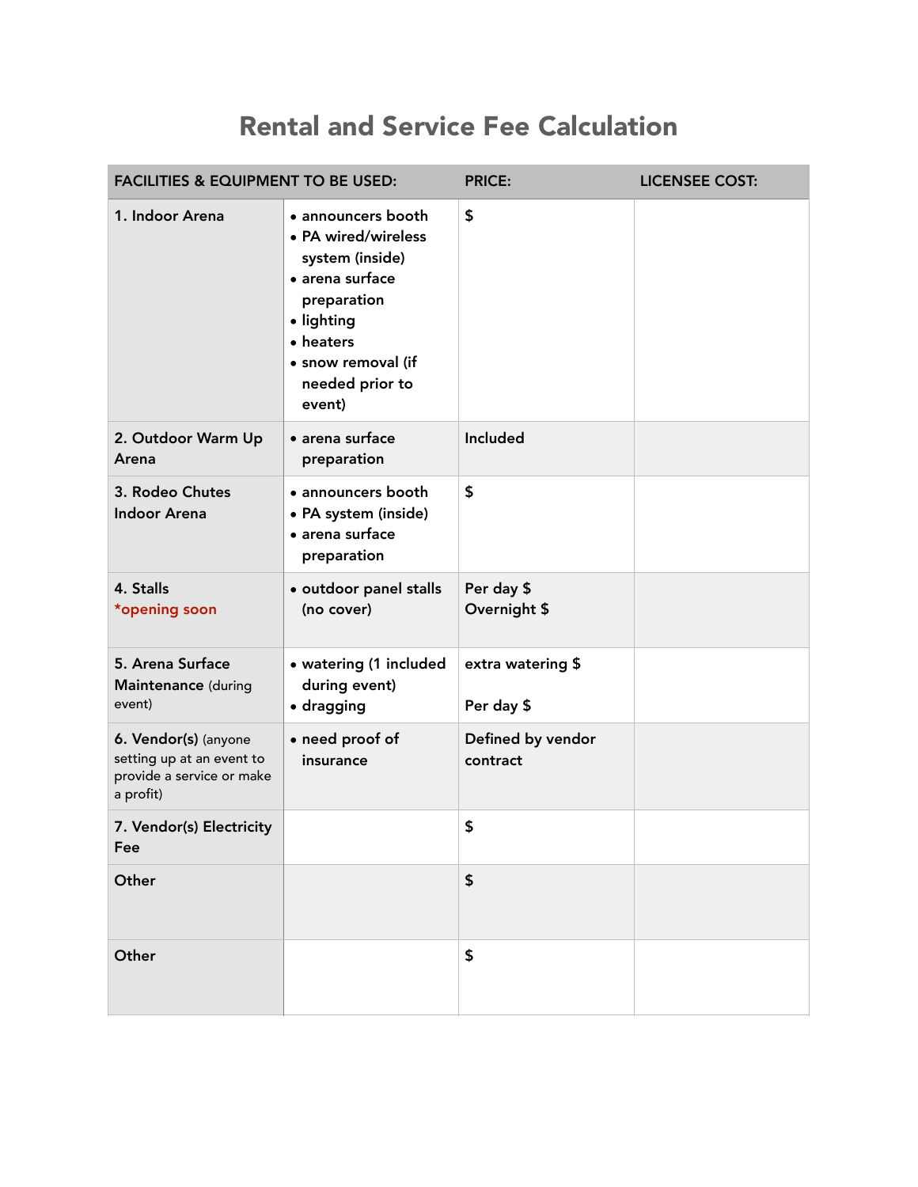# Rental and Service Fee Calculation

| FACILITIES & EQUIPMENT TO BE USED: | | PRICE: | LICENSEE COST: |
|---|---|---|---|
| 1. Indoor Arena | • announcers booth<br>• PA wired/wireless system (inside)<br>• arena surface preparation<br>• lighting<br>• heaters<br>• snow removal (if needed prior to event) | $ | |
| 2. Outdoor Warm Up Arena | • arena surface preparation | Included | |
| 3. Rodeo Chutes Indoor Arena | • announcers booth<br>• PA system (inside)<br>• arena surface preparation | $ | |
| 4. Stalls *opening soon | • outdoor panel stalls (no cover) | Per day $<br>Overnight $ | |
| 5. Arena Surface Maintenance (during event) | • watering (1 included during event)<br>• dragging | extra watering $<br><br>Per day $ | |
| 6. Vendor(s) (anyone setting up at an event to provide a service or make a profit) | • need proof of insurance | Defined by vendor contract | |
| 7. Vendor(s) Electricity Fee | | $ | |
| Other | | $ | |
| Other | | $ | |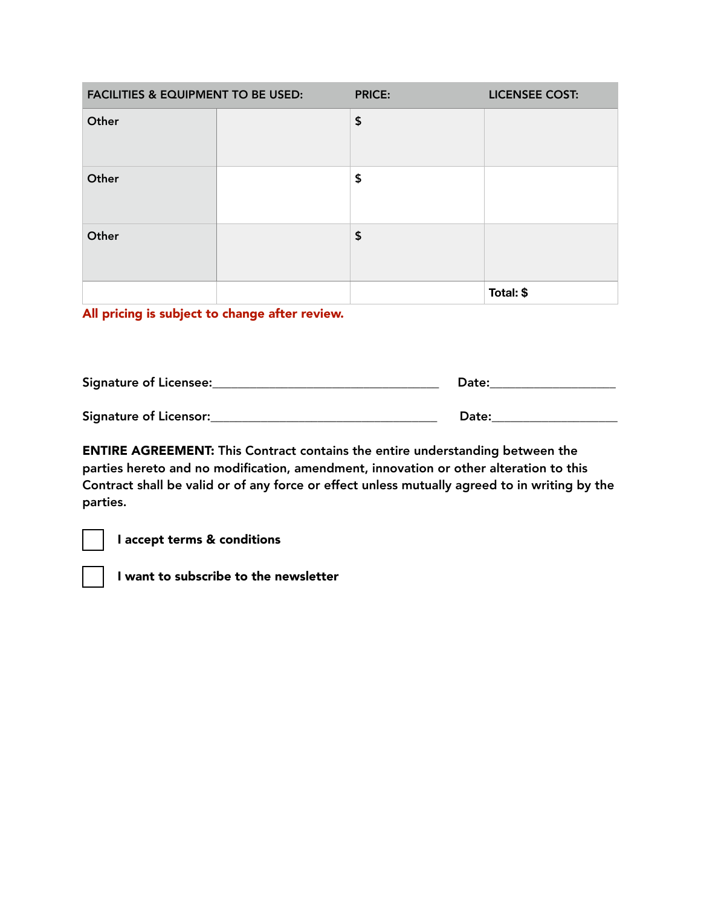| FACILITIES & EQUIPMENT TO BE USED: | | PRICE: | LICENSEE COST: |
|---|---|---|---|
| Other | | $ | |
| Other | | $ | |
| Other | | $ | |
| | | | Total: $ |

**All pricing is subject to change after review.**

Signature of Licensee:\_\_\_\_\_\_\_\_\_\_\_\_\_\_\_\_\_\_\_\_\_\_\_\_\_\_\_\_\_\_\_\_\_\_\_ Date:\_\_\_\_\_\_\_\_\_\_\_\_\_\_\_\_\_\_\_

Signature of Licensor:\_\_\_\_\_\_\_\_\_\_\_\_\_\_\_\_\_\_\_\_\_\_\_\_\_\_\_\_\_\_\_\_\_\_\_ Date:\_\_\_\_\_\_\_\_\_\_\_\_\_\_\_\_\_\_\_

**ENTIRE AGREEMENT:** This Contract contains the entire understanding between the parties hereto and no modification, amendment, innovation or other alteration to this Contract shall be valid or of any force or effect unless mutually agreed to in writing by the parties.

☐ **I accept terms & conditions**

☐ **I want to subscribe to the newsletter**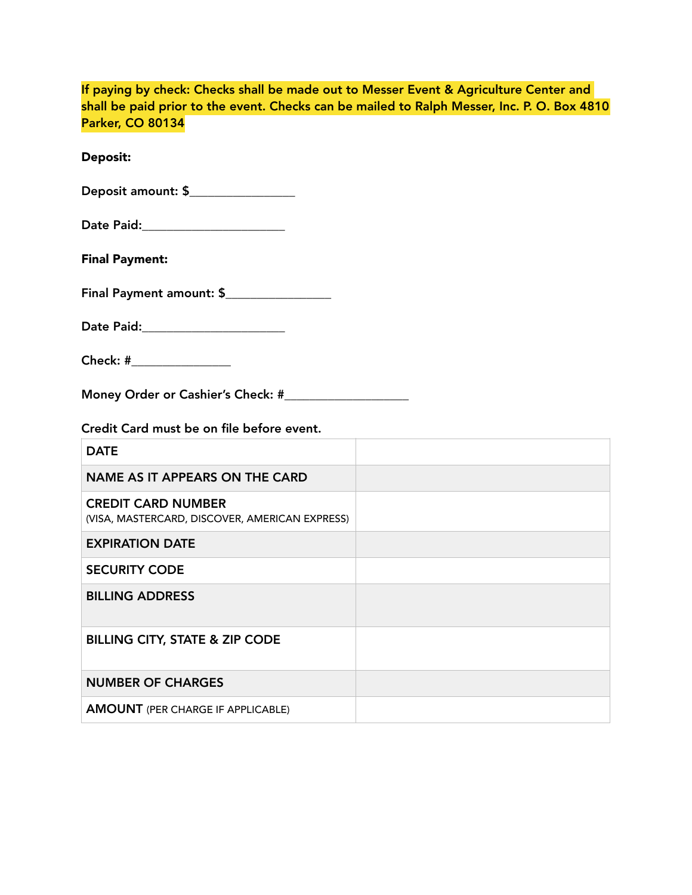**If paying by check: Checks shall be made out to Messer Event & Agriculture Center and shall be paid prior to the event. Checks can be mailed to Ralph Messer, Inc. P. O. Box 4810 Parker, CO 80134**

**Deposit:**

Deposit amount: $________________

Date Paid:______________________

**Final Payment:**

Final Payment amount: $________________

Date Paid:______________________

Check: #_______________

Money Order or Cashier's Check: #___________________

Credit Card must be on file before event.

| | |
|---|---|
| DATE | |
| NAME AS IT APPEARS ON THE CARD | |
| CREDIT CARD NUMBER (VISA, MASTERCARD, DISCOVER, AMERICAN EXPRESS) | |
| EXPIRATION DATE | |
| SECURITY CODE | |
| BILLING ADDRESS | |
| BILLING CITY, STATE & ZIP CODE | |
| NUMBER OF CHARGES | |
| AMOUNT (PER CHARGE IF APPLICABLE) | |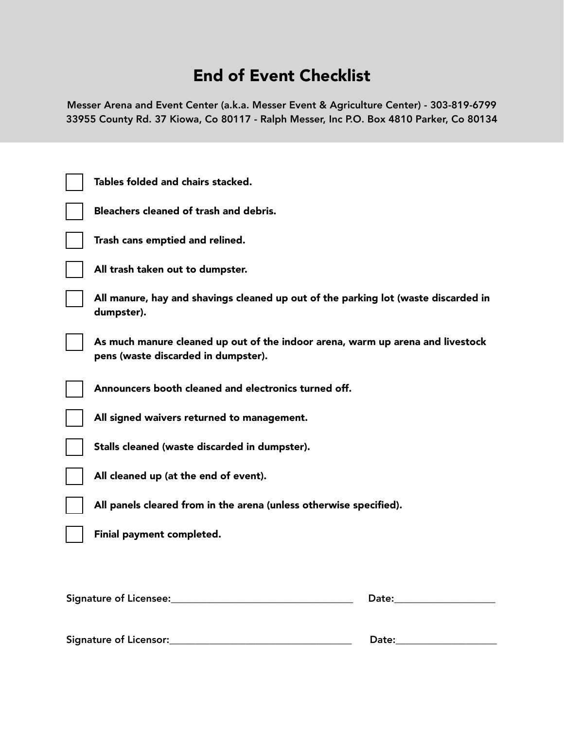# End of Event Checklist

Messer Arena and Event Center (a.k.a. Messer Event & Agriculture Center) - 303-819-6799
33955 County Rd. 37 Kiowa, Co 80117 - Ralph Messer, Inc P.O. Box 4810 Parker, Co 80134

- [ ] **Tables folded and chairs stacked.**
- [ ] **Bleachers cleaned of trash and debris.**
- [ ] **Trash cans emptied and relined.**
- [ ] **All trash taken out to dumpster.**
- [ ] **All manure, hay and shavings cleaned up out of the parking lot (waste discarded in dumpster).**
- [ ] **As much manure cleaned up out of the indoor arena, warm up arena and livestock pens (waste discarded in dumpster).**
- [ ] **Announcers booth cleaned and electronics turned off.**
- [ ] **All signed waivers returned to management.**
- [ ] **Stalls cleaned (waste discarded in dumpster).**
- [ ] **All cleaned up (at the end of event).**
- [ ] **All panels cleared from in the arena (unless otherwise specified).**
- [ ] **Finial payment completed.**

Signature of Licensee:___________________________________ Date:___________________

Signature of Licensor:___________________________________ Date:___________________